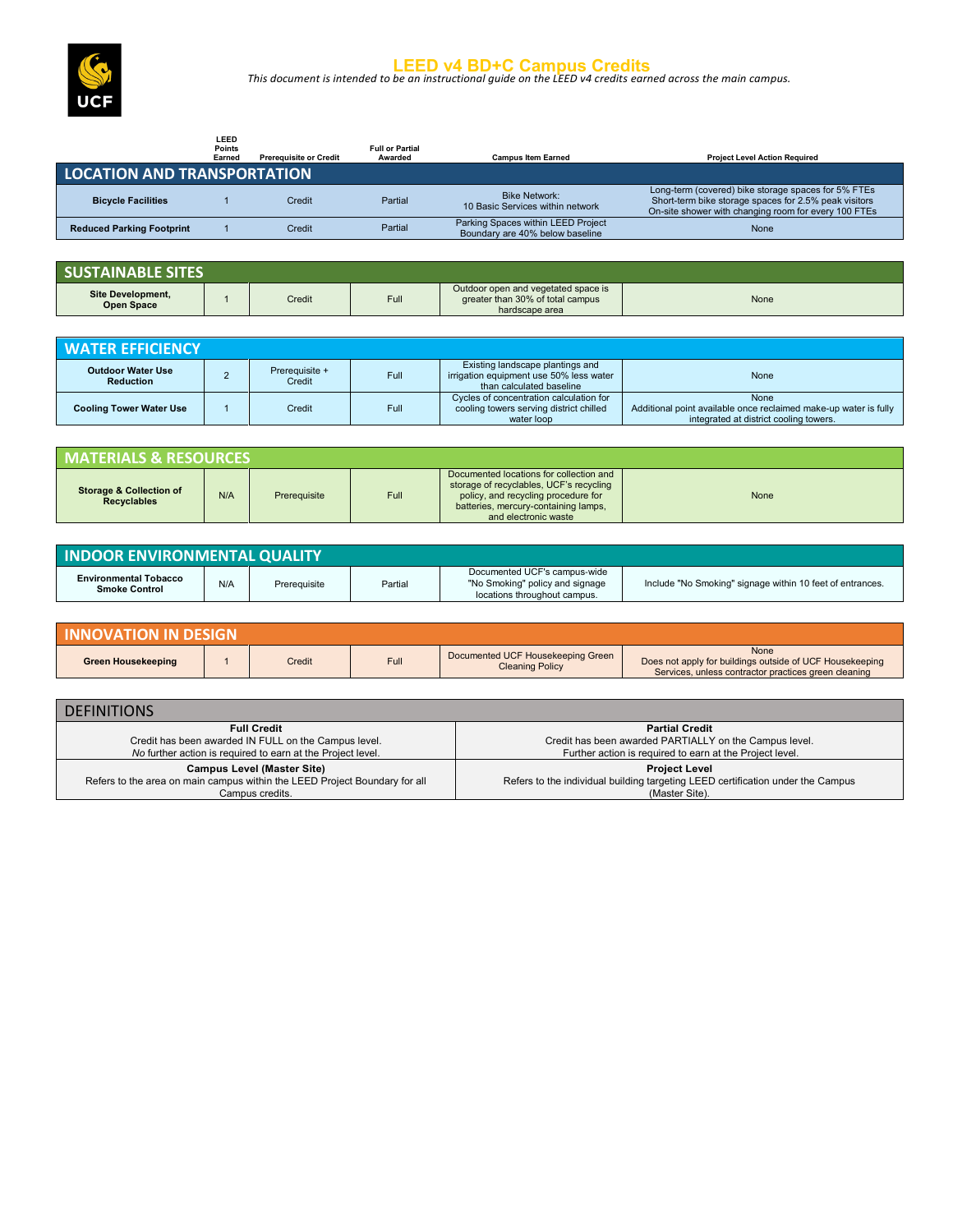# LEED v4 BD+C Campus Credits

*This document is intended to be an instructional guide on the LEED v4 credits earned across the main campus.*

| | LEED Points Earned | Prerequisite or Credit | Full or Partial Awarded | Campus Item Earned | Project Level Action Required |
|---|---|---|---|---|---|
| **LOCATION AND TRANSPORTATION** | | | | | |
| **Bicycle Facilities** | 1 | Credit | Partial | Bike Network:<br>10 Basic Services within network | Long-term (covered) bike storage spaces for 5% FTEs<br>Short-term bike storage spaces for 2.5% peak visitors<br>On-site shower with changing room for every 100 FTEs |
| **Reduced Parking Footprint** | 1 | Credit | Partial | Parking Spaces within LEED Project Boundary are 40% below baseline | None |

| SUSTAINABLE SITES | | | | | |
|---|---|---|---|---|---|
| **Site Development, Open Space** | 1 | Credit | Full | Outdoor open and vegetated space is greater than 30% of total campus hardscape area | None |

| WATER EFFICIENCY | | | | | |
|---|---|---|---|---|---|
| **Outdoor Water Use Reduction** | 2 | Prerequisite + Credit | Full | Existing landscape plantings and irrigation equipment use 50% less water than calculated baseline | None |
| **Cooling Tower Water Use** | 1 | Credit | Full | Cycles of concentration calculation for cooling towers serving district chilled water loop | None<br>Additional point available once reclaimed make-up water is fully integrated at district cooling towers. |

| MATERIALS & RESOURCES | | | | | |
|---|---|---|---|---|---|
| **Storage & Collection of Recyclables** | N/A | Prerequisite | Full | Documented locations for collection and storage of recyclables, UCF's recycling policy, and recycling procedure for batteries, mercury-containing lamps, and electronic waste | None |

| INDOOR ENVIRONMENTAL QUALITY | | | | | |
|---|---|---|---|---|---|
| **Environmental Tobacco Smoke Control** | N/A | Prerequisite | Partial | Documented UCF's campus-wide "No Smoking" policy and signage locations throughout campus. | Include "No Smoking" signage within 10 feet of entrances. |

| INNOVATION IN DESIGN | | | | | |
|---|---|---|---|---|---|
| **Green Housekeeping** | 1 | Credit | Full | Documented UCF Housekeeping Green Cleaning Policy | None<br>Does not apply for buildings outside of UCF Housekeeping Services, unless contractor practices green cleaning |

| DEFINITIONS | |
|---|---|
| **Full Credit**<br>Credit has been awarded IN FULL on the Campus level.<br>*No* further action is required to earn at the Project level. | **Partial Credit**<br>Credit has been awarded PARTIALLY on the Campus level.<br>Further action is required to earn at the Project level. |
| **Campus Level (Master Site)**<br>Refers to the area on main campus within the LEED Project Boundary for all Campus credits. | **Project Level**<br>Refers to the individual building targeting LEED certification under the Campus (Master Site). |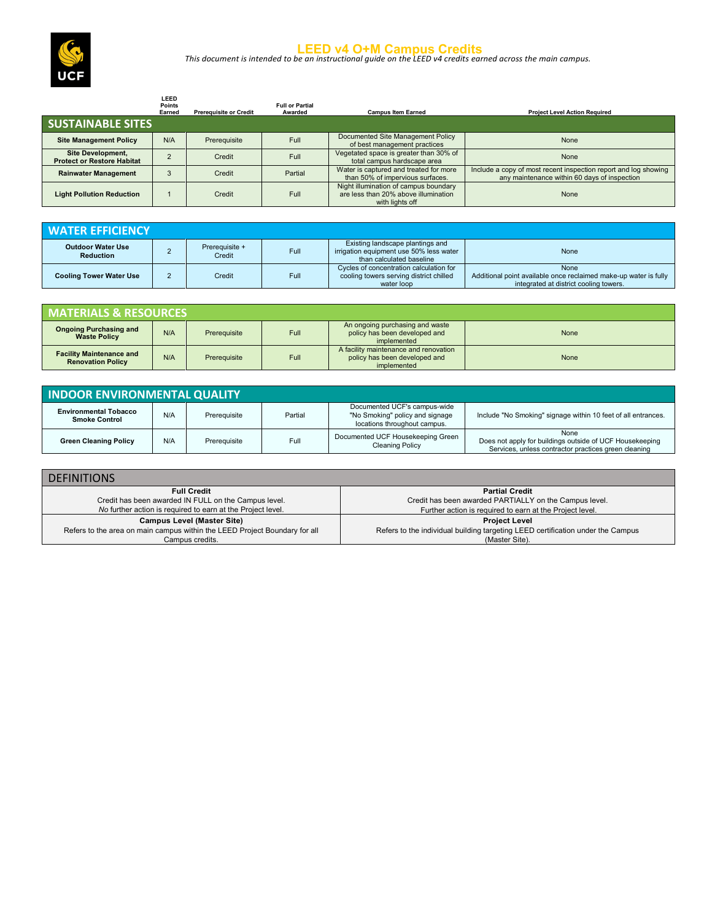# LEED v4 O+M Campus Credits

*This document is intended to be an instructional guide on the LEED v4 credits earned across the main campus.*

| | LEED Points Earned | Prerequisite or Credit | Full or Partial Awarded | Campus Item Earned | Project Level Action Required |
|---|---|---|---|---|---|
| **SUSTAINABLE SITES** | | | | | |
| **Site Management Policy** | N/A | Prerequisite | Full | Documented Site Management Policy of best management practices | None |
| **Site Development, Protect or Restore Habitat** | 2 | Credit | Full | Vegetated space is greater than 30% of total campus hardscape area | None |
| **Rainwater Management** | 3 | Credit | Partial | Water is captured and treated for more than 50% of impervious surfaces. | Include a copy of most recent inspection report and log showing any maintenance within 60 days of inspection |
| **Light Pollution Reduction** | 1 | Credit | Full | Night illumination of campus boundary are less than 20% above illumination with lights off | None |

| | | | | | |
|---|---|---|---|---|---|
| **WATER EFFICIENCY** | | | | | |
| **Outdoor Water Use Reduction** | 2 | Prerequisite + Credit | Full | Existing landscape plantings and irrigation equipment use 50% less water than calculated baseline | None |
| **Cooling Tower Water Use** | 2 | Credit | Full | Cycles of concentration calculation for cooling towers serving district chilled water loop | None<br>Additional point available once reclaimed make-up water is fully integrated at district cooling towers. |

| | | | | | |
|---|---|---|---|---|---|
| **MATERIALS & RESOURCES** | | | | | |
| **Ongoing Purchasing and Waste Policy** | N/A | Prerequisite | Full | An ongoing purchasing and waste policy has been developed and implemented | None |
| **Facility Maintenance and Renovation Policy** | N/A | Prerequisite | Full | A facility maintenance and renovation policy has been developed and implemented | None |

| | | | | | |
|---|---|---|---|---|---|
| **INDOOR ENVIRONMENTAL QUALITY** | | | | | |
| **Environmental Tobacco Smoke Control** | N/A | Prerequisite | Partial | Documented UCF's campus-wide "No Smoking" policy and signage locations throughout campus. | Include "No Smoking" signage within 10 feet of all entrances. |
| **Green Cleaning Policy** | N/A | Prerequisite | Full | Documented UCF Housekeeping Green Cleaning Policy | None<br>Does not apply for buildings outside of UCF Housekeeping Services, unless contractor practices green cleaning |

## DEFINITIONS

| | |
|---|---|
| **Full Credit**<br>Credit has been awarded IN FULL on the Campus level.<br>*No* further action is required to earn at the Project level. | **Partial Credit**<br>Credit has been awarded PARTIALLY on the Campus level.<br>Further action is required to earn at the Project level. |
| **Campus Level (Master Site)**<br>Refers to the area on main campus within the LEED Project Boundary for all Campus credits. | **Project Level**<br>Refers to the individual building targeting LEED certification under the Campus (Master Site). |